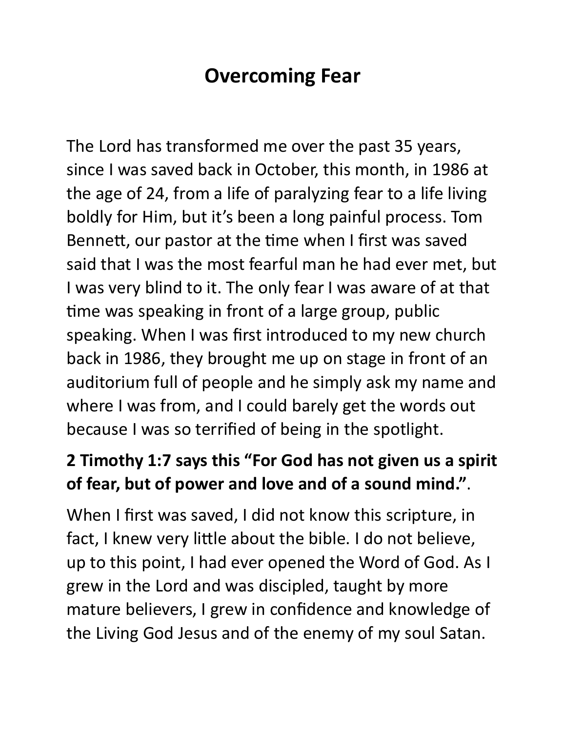# Overcoming Fear

The Lord has transformed me over the past 35 years, since I was saved back in October, this month, in 1986 at the age of 24, from a life of paralyzing fear to a life living boldly for Him, but it's been a long painful process. Tom Bennett, our pastor at the time when I first was saved said that I was the most fearful man he had ever met, but I was very blind to it. The only fear I was aware of at that time was speaking in front of a large group, public speaking. When I was first introduced to my new church back in 1986, they brought me up on stage in front of an auditorium full of people and he simply ask my name and where I was from, and I could barely get the words out because I was so terrified of being in the spotlight.

**2 Timothy 1:7 says this "For God has not given us a spirit of fear, but of power and love and of a sound mind."**.

When I first was saved, I did not know this scripture, in fact, I knew very little about the bible. I do not believe, up to this point, I had ever opened the Word of God. As I grew in the Lord and was discipled, taught by more mature believers, I grew in confidence and knowledge of the Living God Jesus and of the enemy of my soul Satan.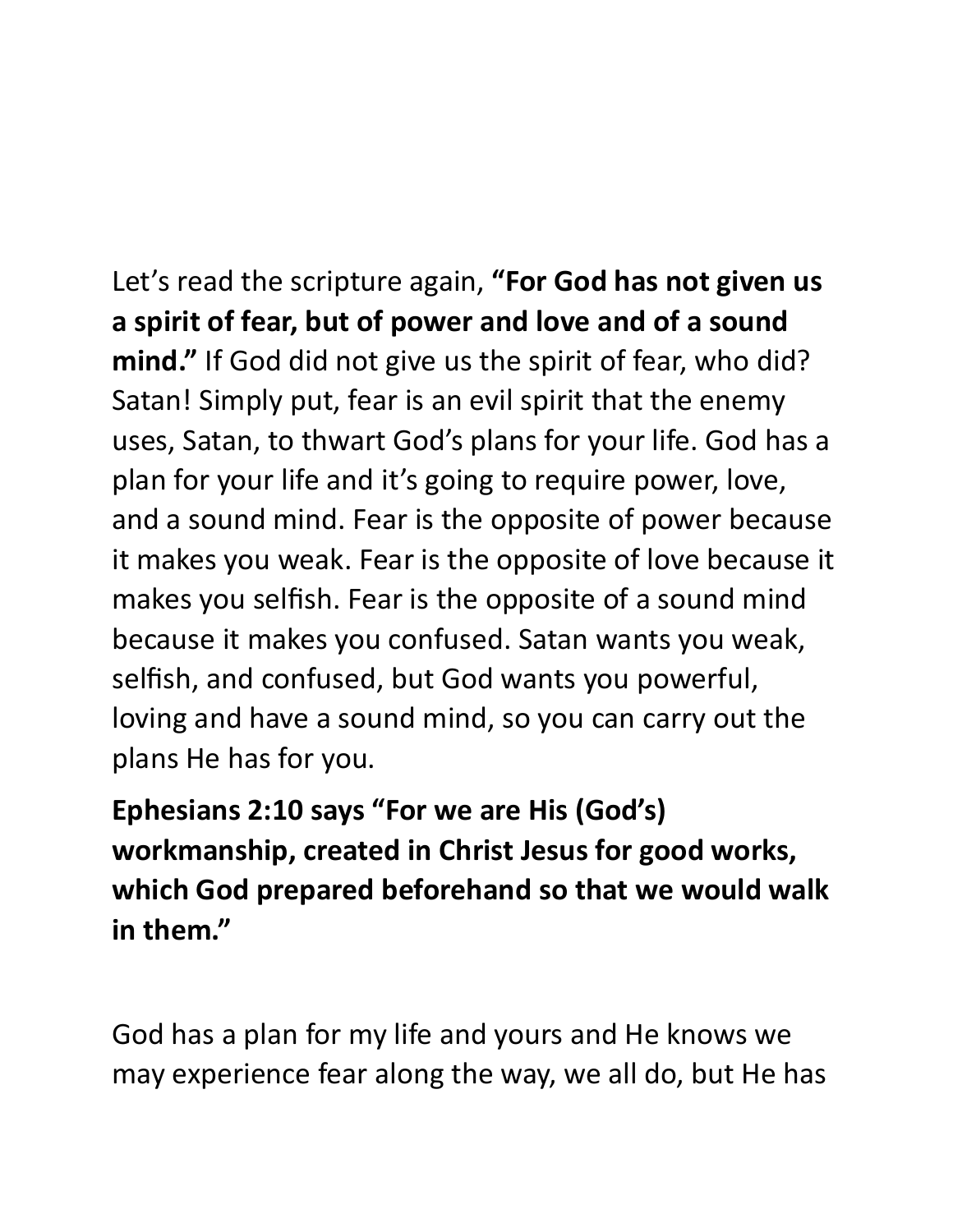Let's read the scripture again, **"For God has not given us a spirit of fear, but of power and love and of a sound mind."** If God did not give us the spirit of fear, who did? Satan! Simply put, fear is an evil spirit that the enemy uses, Satan, to thwart God's plans for your life. God has a plan for your life and it's going to require power, love, and a sound mind. Fear is the opposite of power because it makes you weak. Fear is the opposite of love because it makes you selfish. Fear is the opposite of a sound mind because it makes you confused. Satan wants you weak, selfish, and confused, but God wants you powerful, loving and have a sound mind, so you can carry out the plans He has for you.

**Ephesians 2:10 says "For we are His (God's) workmanship, created in Christ Jesus for good works, which God prepared beforehand so that we would walk in them."**

God has a plan for my life and yours and He knows we may experience fear along the way, we all do, but He has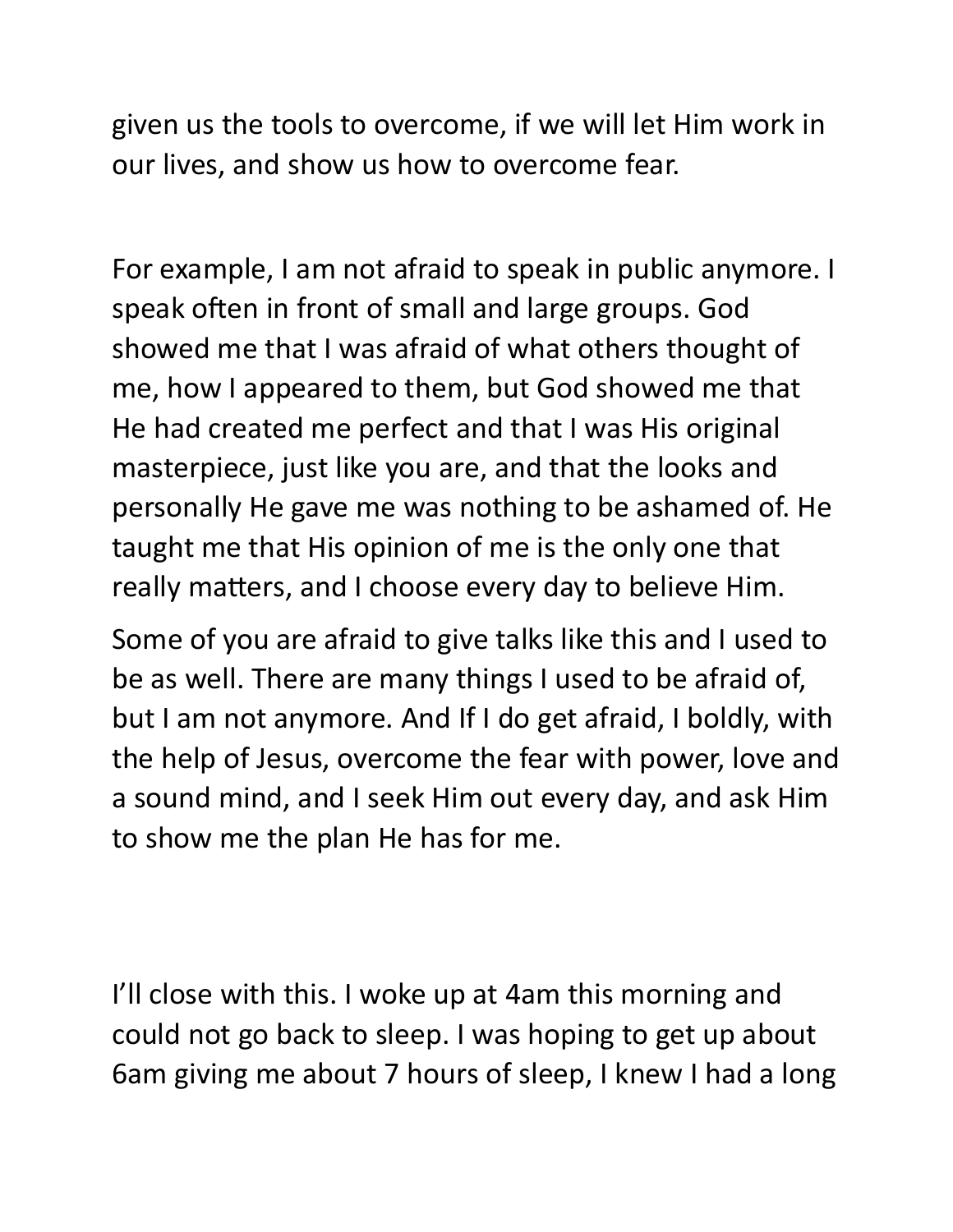given us the tools to overcome, if we will let Him work in our lives, and show us how to overcome fear.

For example, I am not afraid to speak in public anymore. I speak often in front of small and large groups. God showed me that I was afraid of what others thought of me, how I appeared to them, but God showed me that He had created me perfect and that I was His original masterpiece, just like you are, and that the looks and personally He gave me was nothing to be ashamed of. He taught me that His opinion of me is the only one that really matters, and I choose every day to believe Him.

Some of you are afraid to give talks like this and I used to be as well. There are many things I used to be afraid of, but I am not anymore. And If I do get afraid, I boldly, with the help of Jesus, overcome the fear with power, love and a sound mind, and I seek Him out every day, and ask Him to show me the plan He has for me.

I'll close with this. I woke up at 4am this morning and could not go back to sleep. I was hoping to get up about 6am giving me about 7 hours of sleep, I knew I had a long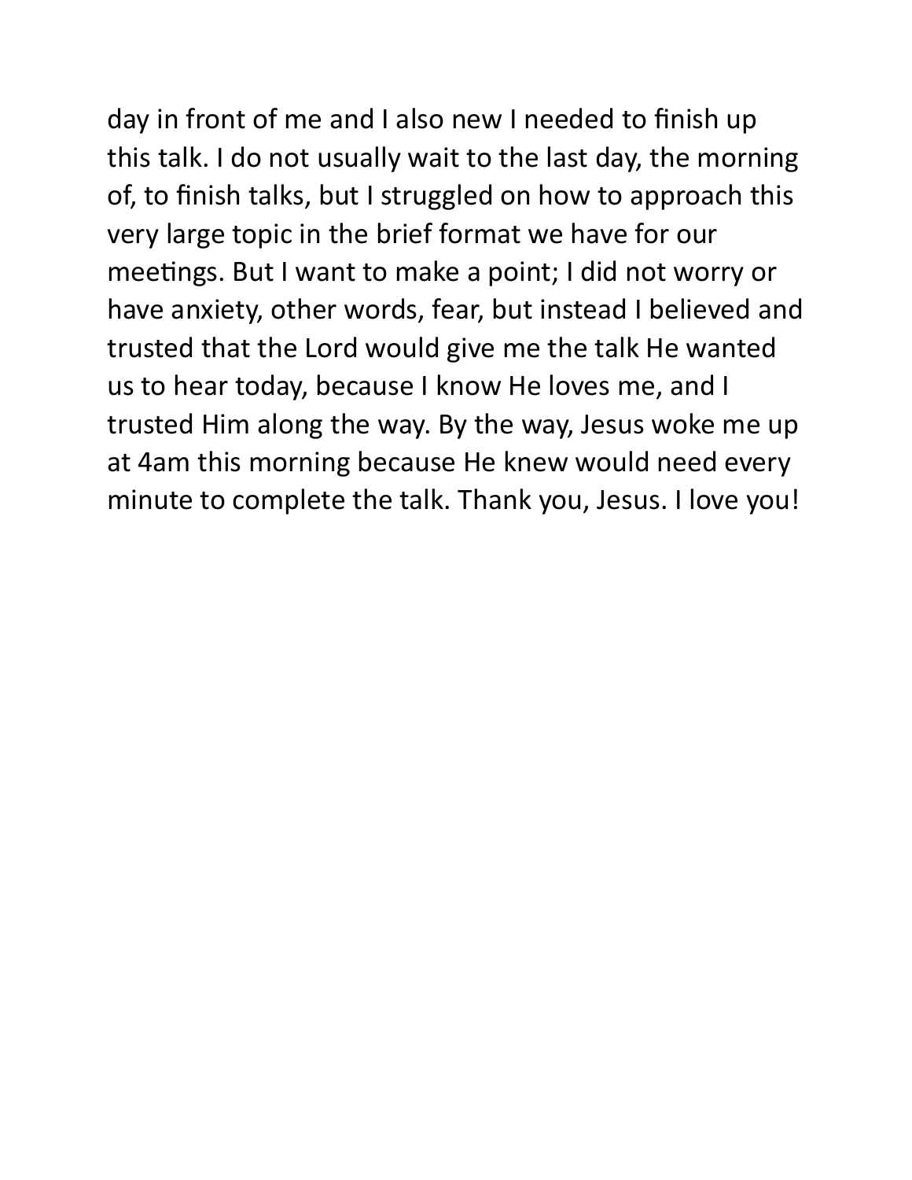day in front of me and I also new I needed to finish up this talk. I do not usually wait to the last day, the morning of, to finish talks, but I struggled on how to approach this very large topic in the brief format we have for our meetings. But I want to make a point; I did not worry or have anxiety, other words, fear, but instead I believed and trusted that the Lord would give me the talk He wanted us to hear today, because I know He loves me, and I trusted Him along the way. By the way, Jesus woke me up at 4am this morning because He knew would need every minute to complete the talk. Thank you, Jesus. I love you!